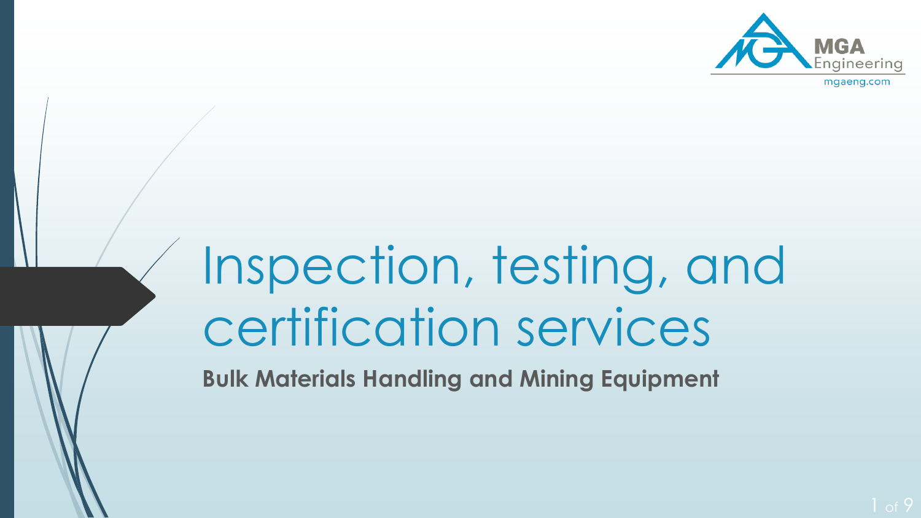MGA Engineering

mgaeng.com

# Inspection, testing, and certification services

**Bulk Materials Handling and Mining Equipment**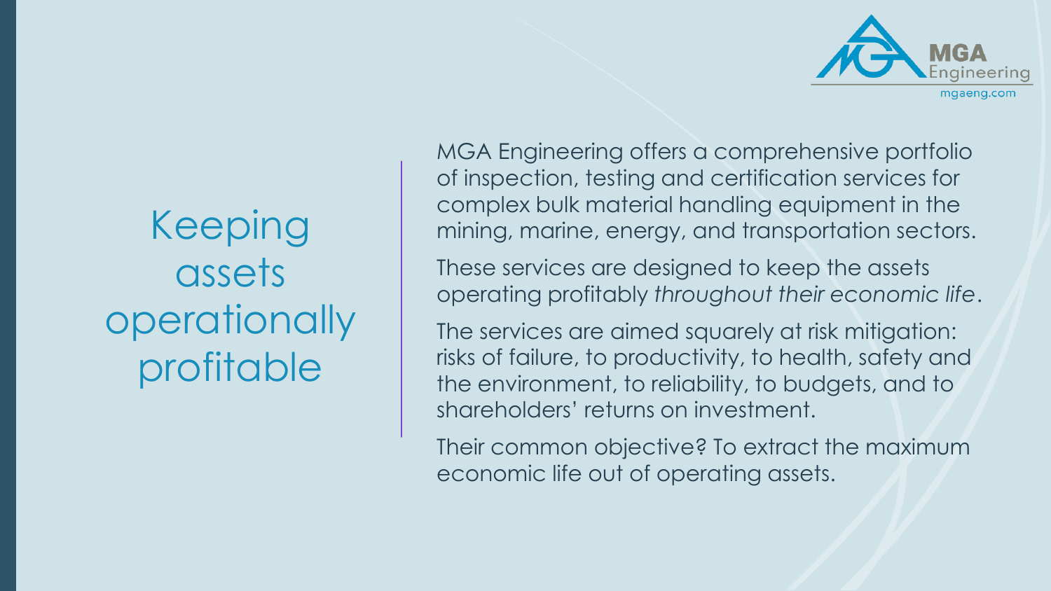# Keeping assets operationally profitable

MGA Engineering offers a comprehensive portfolio of inspection, testing and certification services for complex bulk material handling equipment in the mining, marine, energy, and transportation sectors.

These services are designed to keep the assets operating profitably *throughout their economic life*.

The services are aimed squarely at risk mitigation: risks of failure, to productivity, to health, safety and the environment, to reliability, to budgets, and to shareholders' returns on investment.

Their common objective? To extract the maximum economic life out of operating assets.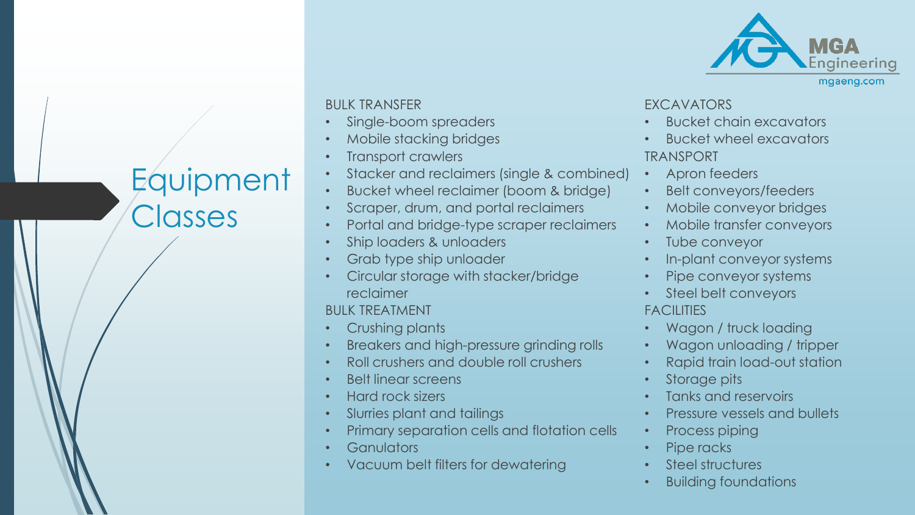# Equipment Classes

MGA Engineering
mgaeng.com

BULK TRANSFER

- Single-boom spreaders
- Mobile stacking bridges
- Transport crawlers
- Stacker and reclaimers (single & combined)
- Bucket wheel reclaimer (boom & bridge)
- Scraper, drum, and portal reclaimers
- Portal and bridge-type scraper reclaimers
- Ship loaders & unloaders
- Grab type ship unloader
- Circular storage with stacker/bridge reclaimer

BULK TREATMENT

- Crushing plants
- Breakers and high-pressure grinding rolls
- Roll crushers and double roll crushers
- Belt linear screens
- Hard rock sizers
- Slurries plant and tailings
- Primary separation cells and flotation cells
- Ganulators
- Vacuum belt filters for dewatering

EXCAVATORS

- Bucket chain excavators
- Bucket wheel excavators

TRANSPORT

- Apron feeders
- Belt conveyors/feeders
- Mobile conveyor bridges
- Mobile transfer conveyors
- Tube conveyor
- In-plant conveyor systems
- Pipe conveyor systems
- Steel belt conveyors

FACILITIES

- Wagon / truck loading
- Wagon unloading / tripper
- Rapid train load-out station
- Storage pits
- Tanks and reservoirs
- Pressure vessels and bullets
- Process piping
- Pipe racks
- Steel structures
- Building foundations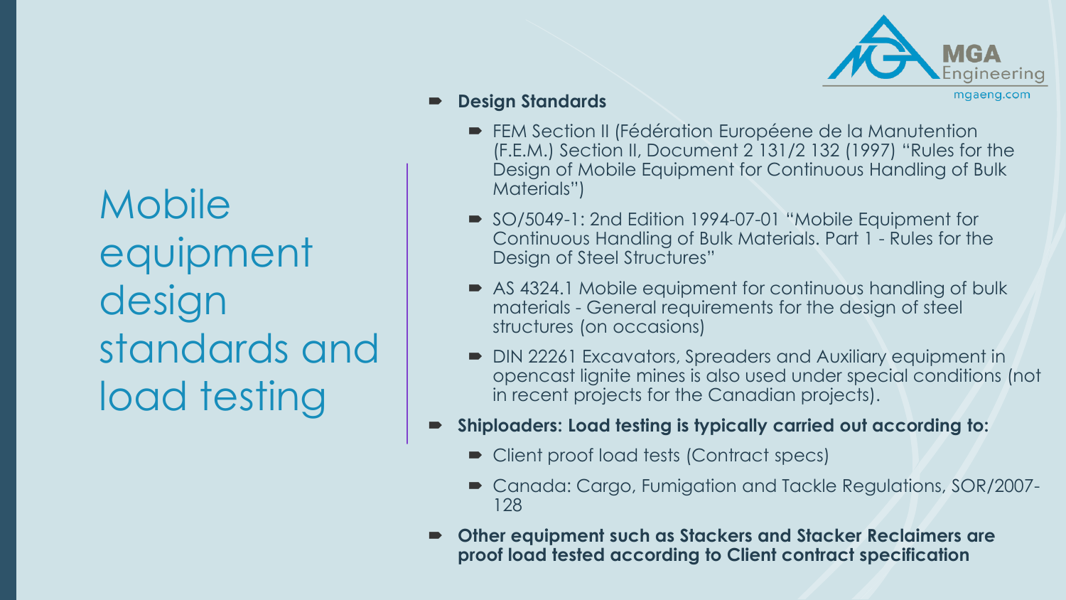# Mobile equipment design standards and load testing

- **Design Standards**
  - FEM Section II (Fédération Européene de la Manutention (F.E.M.) Section II, Document 2 131/2 132 (1997) "Rules for the Design of Mobile Equipment for Continuous Handling of Bulk Materials")
  - SO/5049-1: 2nd Edition 1994-07-01 "Mobile Equipment for Continuous Handling of Bulk Materials. Part 1 - Rules for the Design of Steel Structures"
  - AS 4324.1 Mobile equipment for continuous handling of bulk materials - General requirements for the design of steel structures (on occasions)
  - DIN 22261 Excavators, Spreaders and Auxiliary equipment in opencast lignite mines is also used under special conditions (not in recent projects for the Canadian projects).
- **Shiploaders: Load testing is typically carried out according to:**
  - Client proof load tests (Contract specs)
  - Canada: Cargo, Fumigation and Tackle Regulations, SOR/2007-128
- **Other equipment such as Stackers and Stacker Reclaimers are proof load tested according to Client contract specification**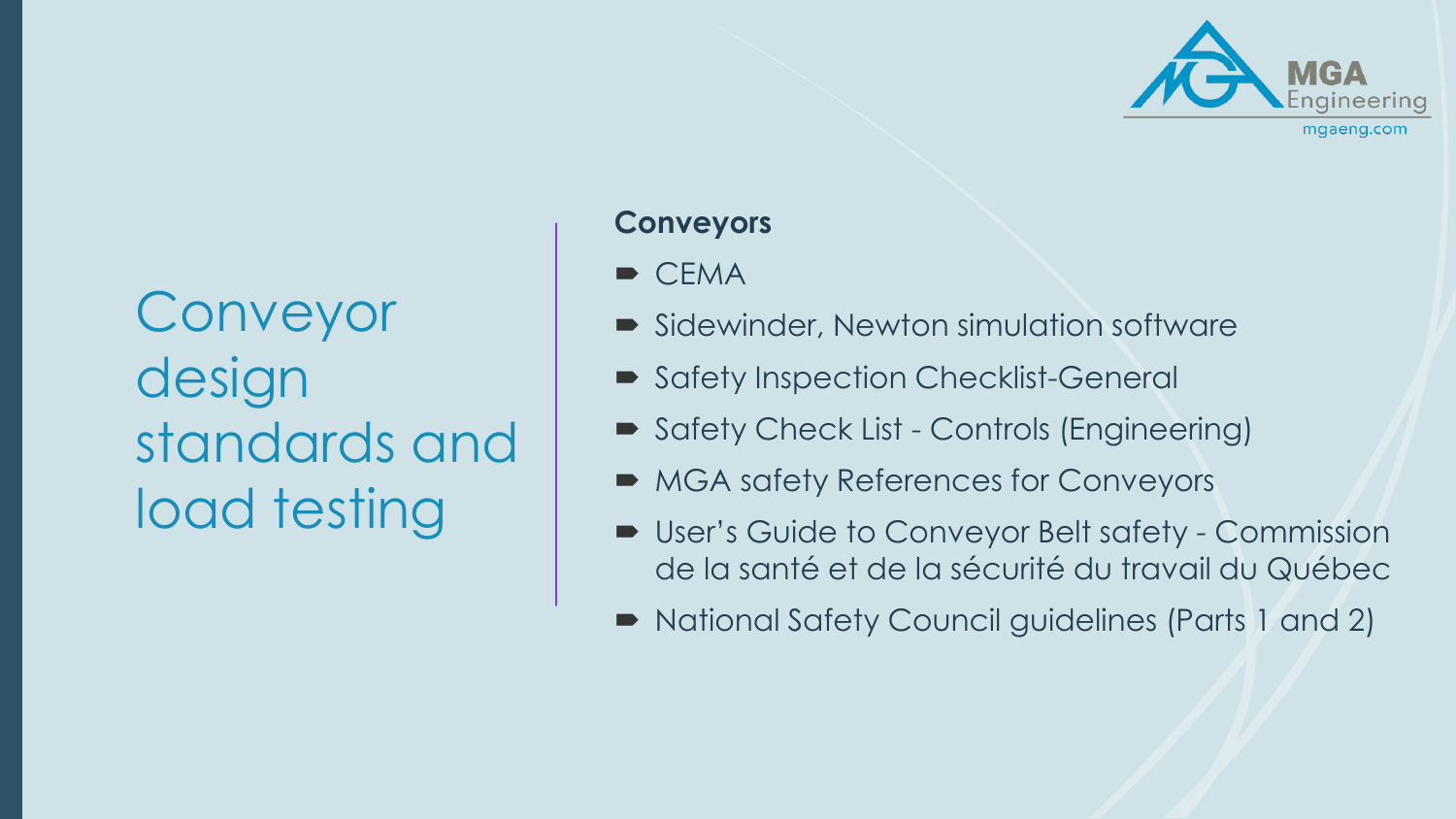# Conveyor design standards and load testing

**Conveyors**

- CEMA
- Sidewinder, Newton simulation software
- Safety Inspection Checklist-General
- Safety Check List - Controls (Engineering)
- MGA safety References for Conveyors
- User's Guide to Conveyor Belt safety - Commission de la santé et de la sécurité du travail du Québec
- National Safety Council guidelines (Parts 1 and 2)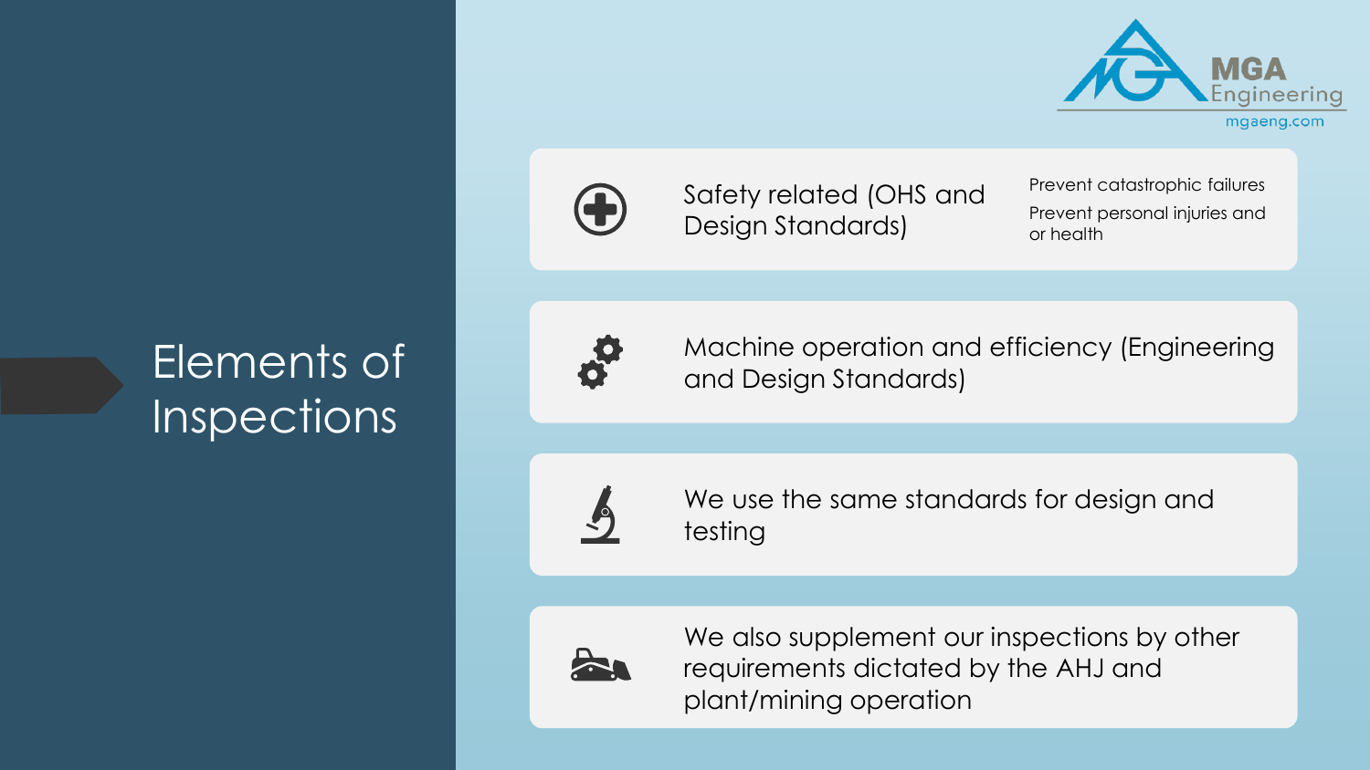# Elements of Inspections

- Safety related (OHS and Design Standards)
  - Prevent catastrophic failures
  - Prevent personal injuries and or health
- Machine operation and efficiency (Engineering and Design Standards)
- We use the same standards for design and testing
- We also supplement our inspections by other requirements dictated by the AHJ and plant/mining operation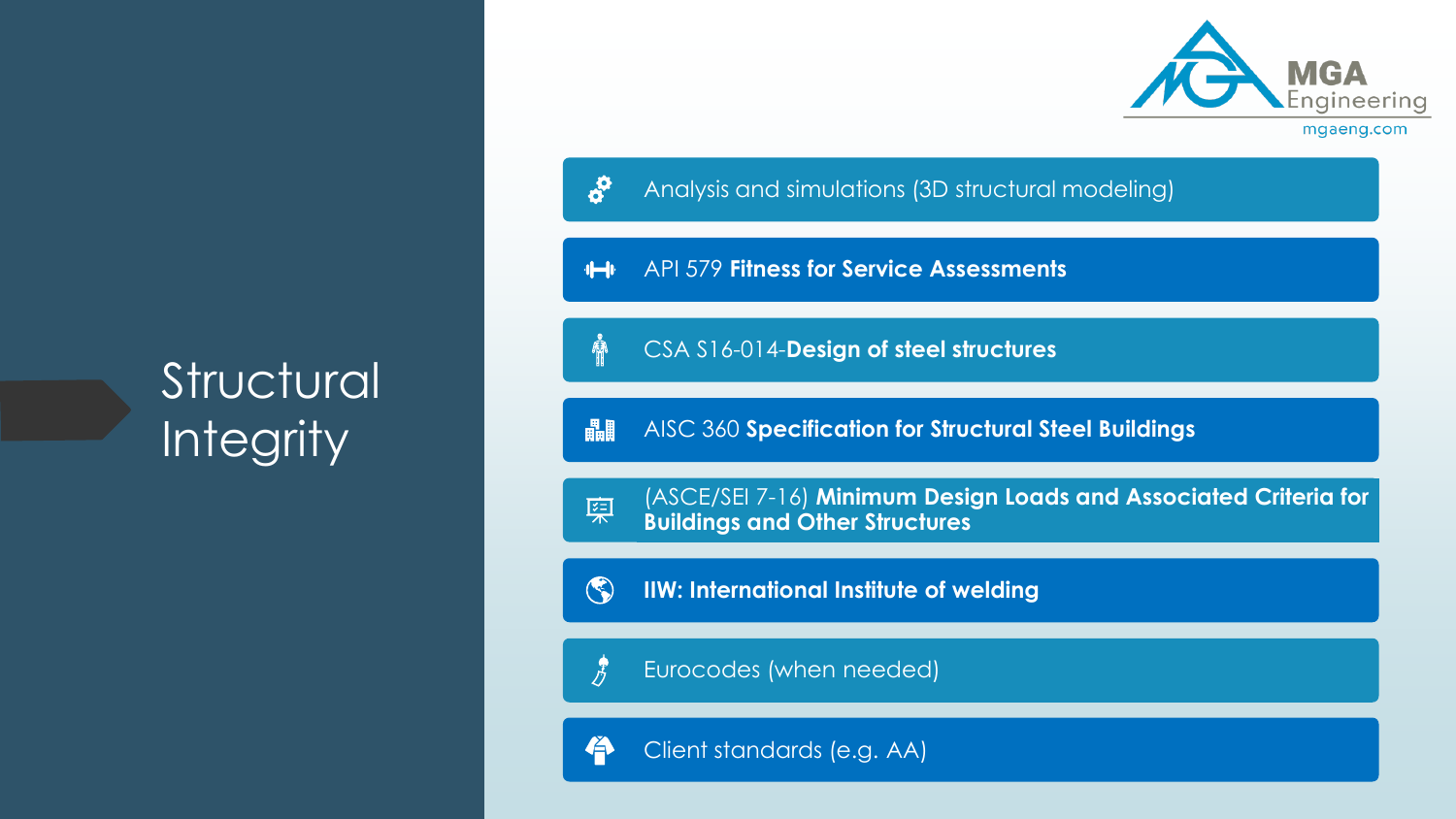# Structural Integrity

- Analysis and simulations (3D structural modeling)
- API 579 **Fitness for Service Assessments**
- CSA S16-014-**Design of steel structures**
- AISC 360 **Specification for Structural Steel Buildings**
- (ASCE/SEI 7-16) **Minimum Design Loads and Associated Criteria for Buildings and Other Structures**
- **IIW: International Institute of welding**
- Eurocodes (when needed)
- Client standards (e.g. AA)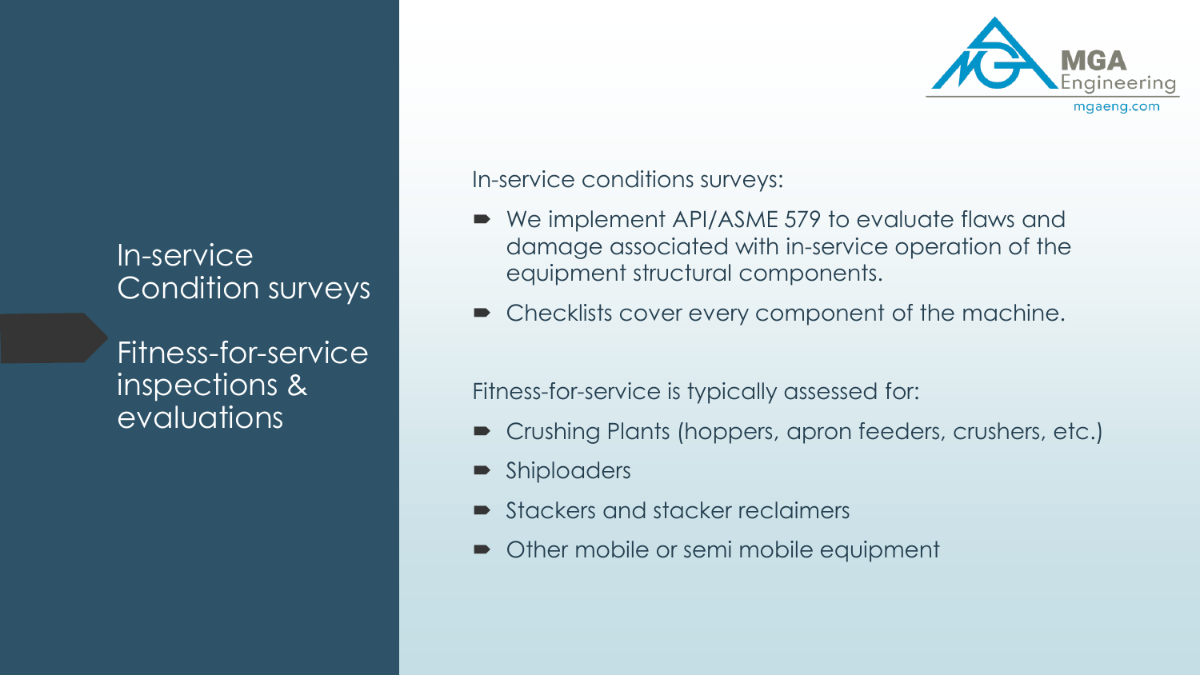## In-service Condition surveys

## Fitness-for-service inspections & evaluations

MGA Engineering
mgaeng.com

In-service conditions surveys:

- We implement API/ASME 579 to evaluate flaws and damage associated with in-service operation of the equipment structural components.
- Checklists cover every component of the machine.

Fitness-for-service is typically assessed for:

- Crushing Plants (hoppers, apron feeders, crushers, etc.)
- Shiploaders
- Stackers and stacker reclaimers
- Other mobile or semi mobile equipment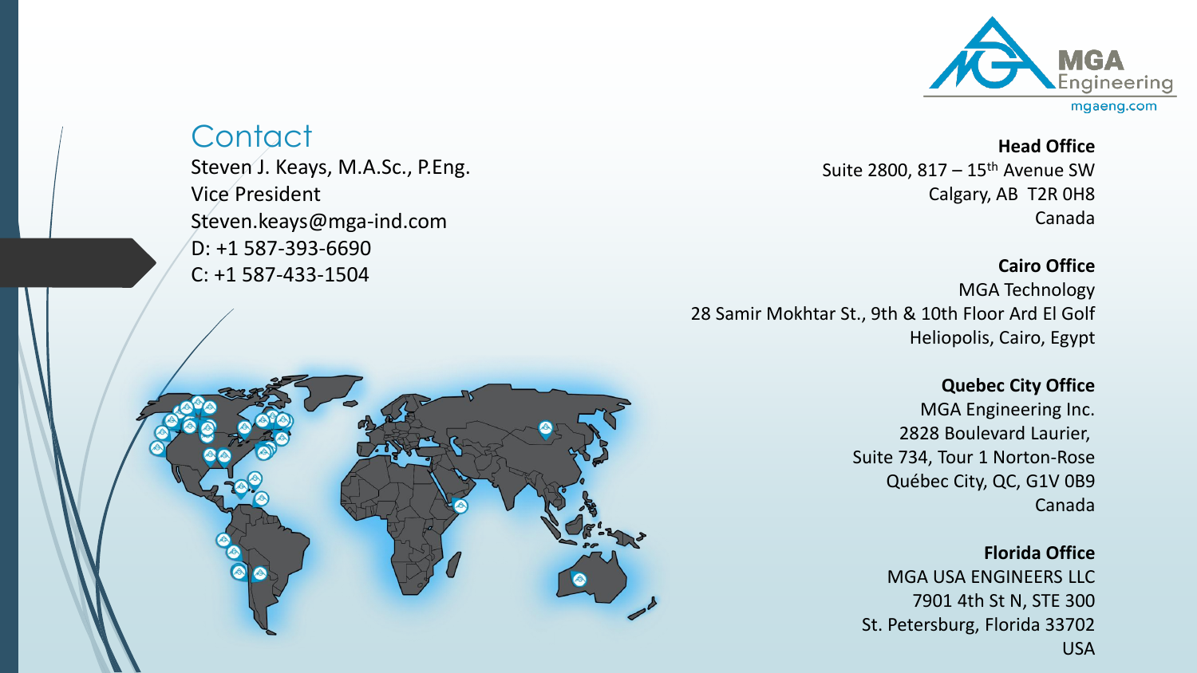MGA Engineering
mgaeng.com

## Contact

Steven J. Keays, M.A.Sc., P.Eng.
Vice President
Steven.keays@mga-ind.com
D: +1 587-393-6690
C: +1 587-433-1504

**Head Office**
Suite 2800, 817 – 15th Avenue SW
Calgary, AB T2R 0H8
Canada

**Cairo Office**
MGA Technology
28 Samir Mokhtar St., 9th & 10th Floor Ard El Golf
Heliopolis, Cairo, Egypt

**Quebec City Office**
MGA Engineering Inc.
2828 Boulevard Laurier,
Suite 734, Tour 1 Norton-Rose
Québec City, QC, G1V 0B9
Canada

**Florida Office**
MGA USA ENGINEERS LLC
7901 4th St N, STE 300
St. Petersburg, Florida 33702
USA